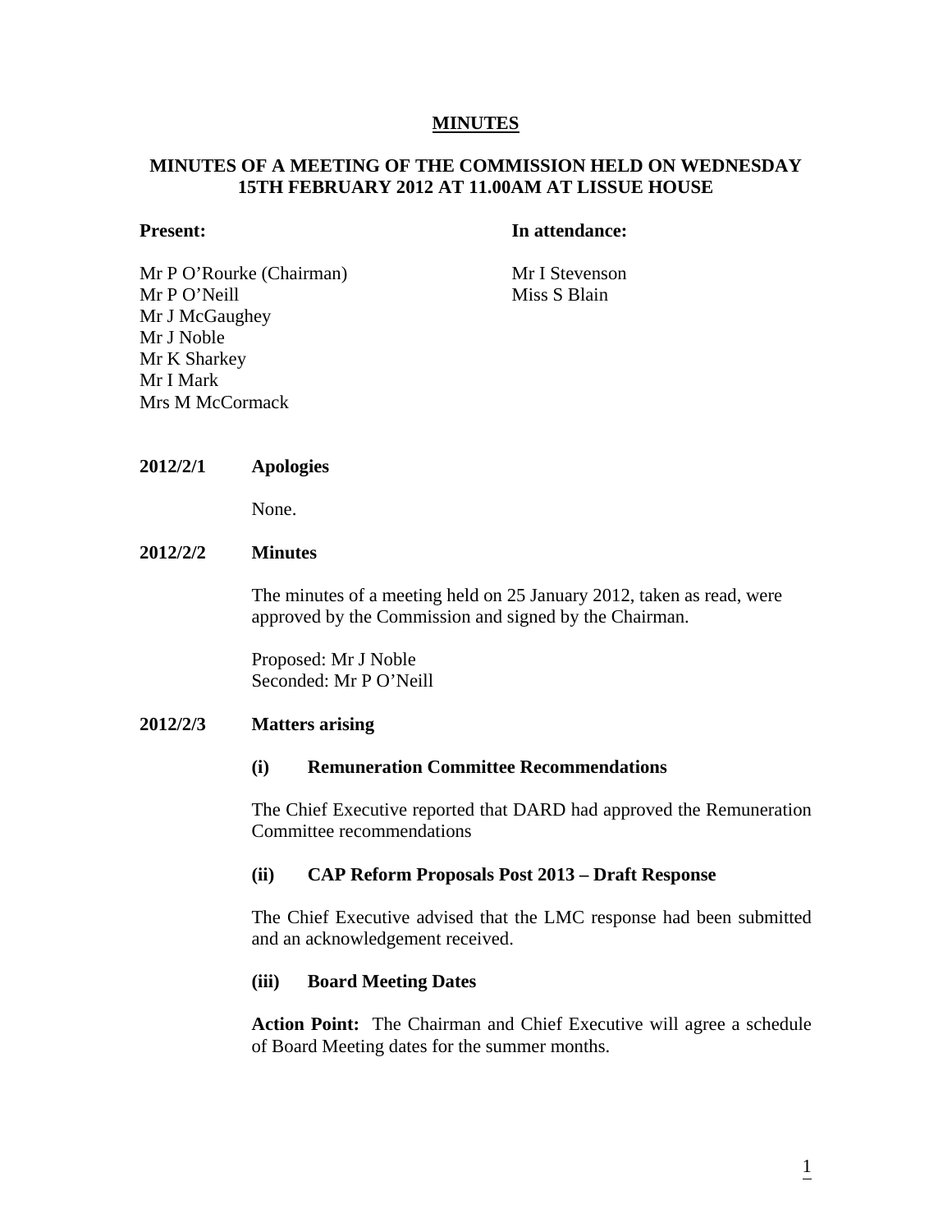# MINUTES

## MINUTES OF A MEETING OF THE COMMISSION HELD ON WEDNESDAY 15TH FEBRUARY 2012 AT 11.00AM AT LISSUE HOUSE

**Present:**

Mr P O'Rourke (Chairman)
Mr P O'Neill
Mr J McGaughey
Mr J Noble
Mr K Sharkey
Mr I Mark
Mrs M McCormack

**In attendance:**

Mr I Stevenson
Miss S Blain

**2012/2/1 Apologies**

None.

**2012/2/2 Minutes**

The minutes of a meeting held on 25 January 2012, taken as read, were approved by the Commission and signed by the Chairman.

Proposed: Mr J Noble
Seconded: Mr P O'Neill

**2012/2/3 Matters arising**

**(i) Remuneration Committee Recommendations**

The Chief Executive reported that DARD had approved the Remuneration Committee recommendations

**(ii) CAP Reform Proposals Post 2013 – Draft Response**

The Chief Executive advised that the LMC response had been submitted and an acknowledgement received.

**(iii) Board Meeting Dates**

**Action Point:** The Chairman and Chief Executive will agree a schedule of Board Meeting dates for the summer months.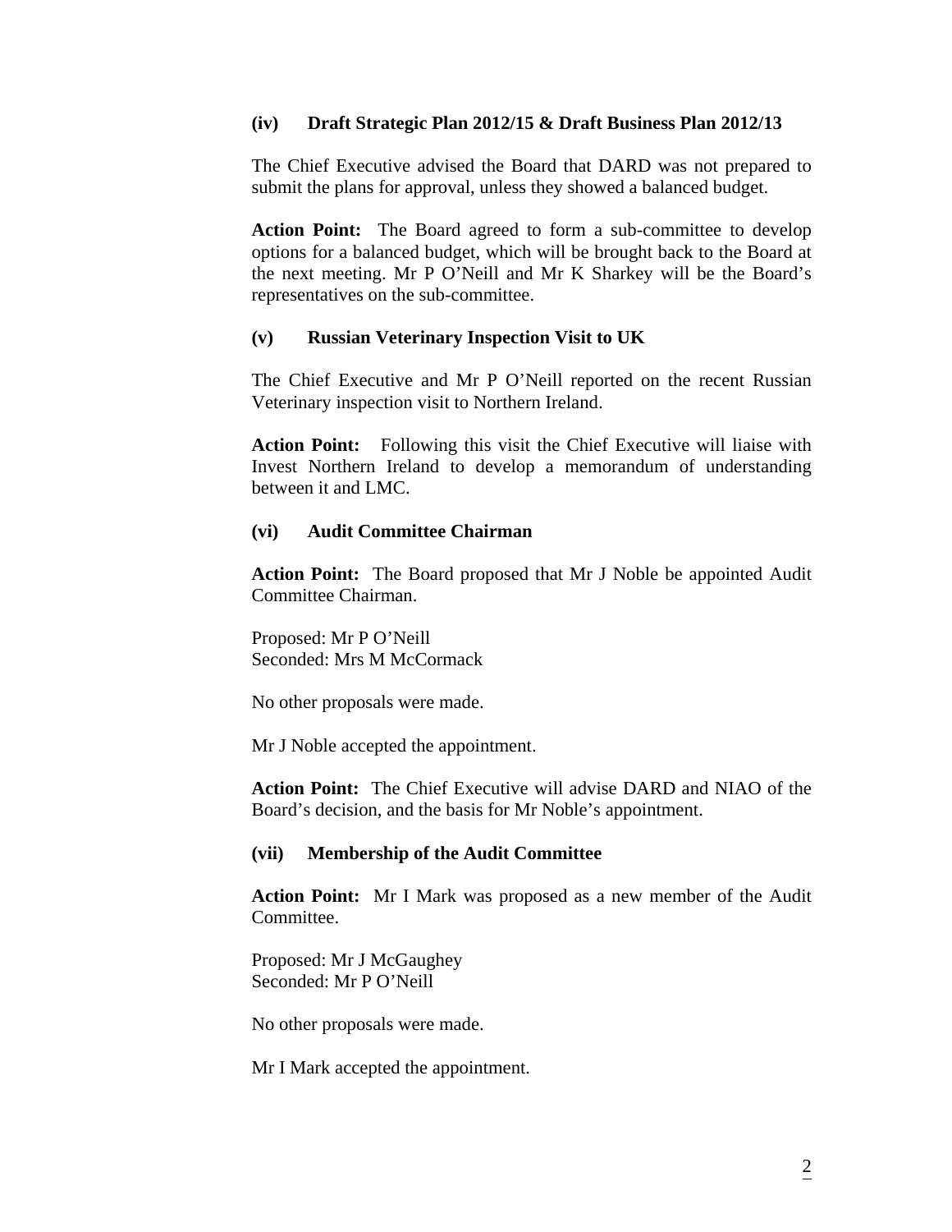### (iv) Draft Strategic Plan 2012/15 & Draft Business Plan 2012/13

The Chief Executive advised the Board that DARD was not prepared to submit the plans for approval, unless they showed a balanced budget.

**Action Point:** The Board agreed to form a sub-committee to develop options for a balanced budget, which will be brought back to the Board at the next meeting. Mr P O'Neill and Mr K Sharkey will be the Board's representatives on the sub-committee.

### (v) Russian Veterinary Inspection Visit to UK

The Chief Executive and Mr P O'Neill reported on the recent Russian Veterinary inspection visit to Northern Ireland.

**Action Point:** Following this visit the Chief Executive will liaise with Invest Northern Ireland to develop a memorandum of understanding between it and LMC.

### (vi) Audit Committee Chairman

**Action Point:** The Board proposed that Mr J Noble be appointed Audit Committee Chairman.

Proposed: Mr P O'Neill
Seconded: Mrs M McCormack

No other proposals were made.

Mr J Noble accepted the appointment.

**Action Point:** The Chief Executive will advise DARD and NIAO of the Board's decision, and the basis for Mr Noble's appointment.

### (vii) Membership of the Audit Committee

**Action Point:** Mr I Mark was proposed as a new member of the Audit Committee.

Proposed: Mr J McGaughey
Seconded: Mr P O'Neill

No other proposals were made.

Mr I Mark accepted the appointment.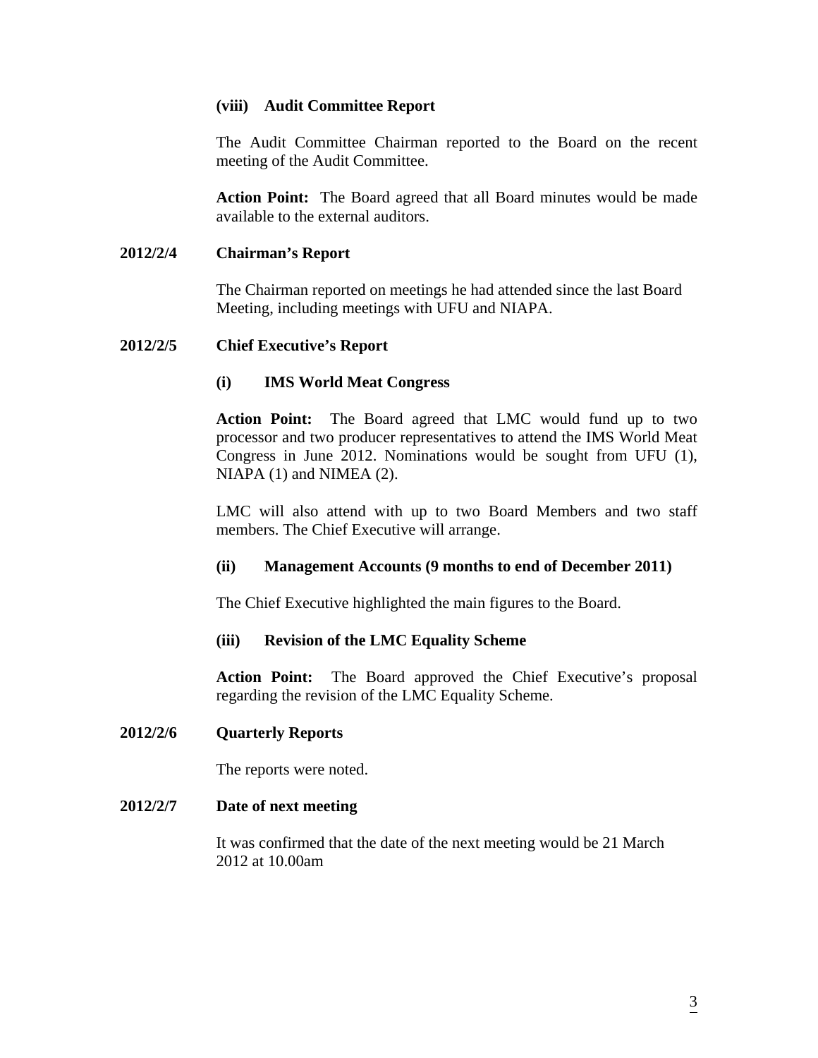**(viii) Audit Committee Report**

The Audit Committee Chairman reported to the Board on the recent meeting of the Audit Committee.

**Action Point:** The Board agreed that all Board minutes would be made available to the external auditors.

## 2012/2/4 Chairman's Report

The Chairman reported on meetings he had attended since the last Board Meeting, including meetings with UFU and NIAPA.

## 2012/2/5 Chief Executive's Report

**(i) IMS World Meat Congress**

**Action Point:** The Board agreed that LMC would fund up to two processor and two producer representatives to attend the IMS World Meat Congress in June 2012. Nominations would be sought from UFU (1), NIAPA (1) and NIMEA (2).

LMC will also attend with up to two Board Members and two staff members. The Chief Executive will arrange.

**(ii) Management Accounts (9 months to end of December 2011)**

The Chief Executive highlighted the main figures to the Board.

**(iii) Revision of the LMC Equality Scheme**

**Action Point:** The Board approved the Chief Executive's proposal regarding the revision of the LMC Equality Scheme.

## 2012/2/6 Quarterly Reports

The reports were noted.

## 2012/2/7 Date of next meeting

It was confirmed that the date of the next meeting would be 21 March 2012 at 10.00am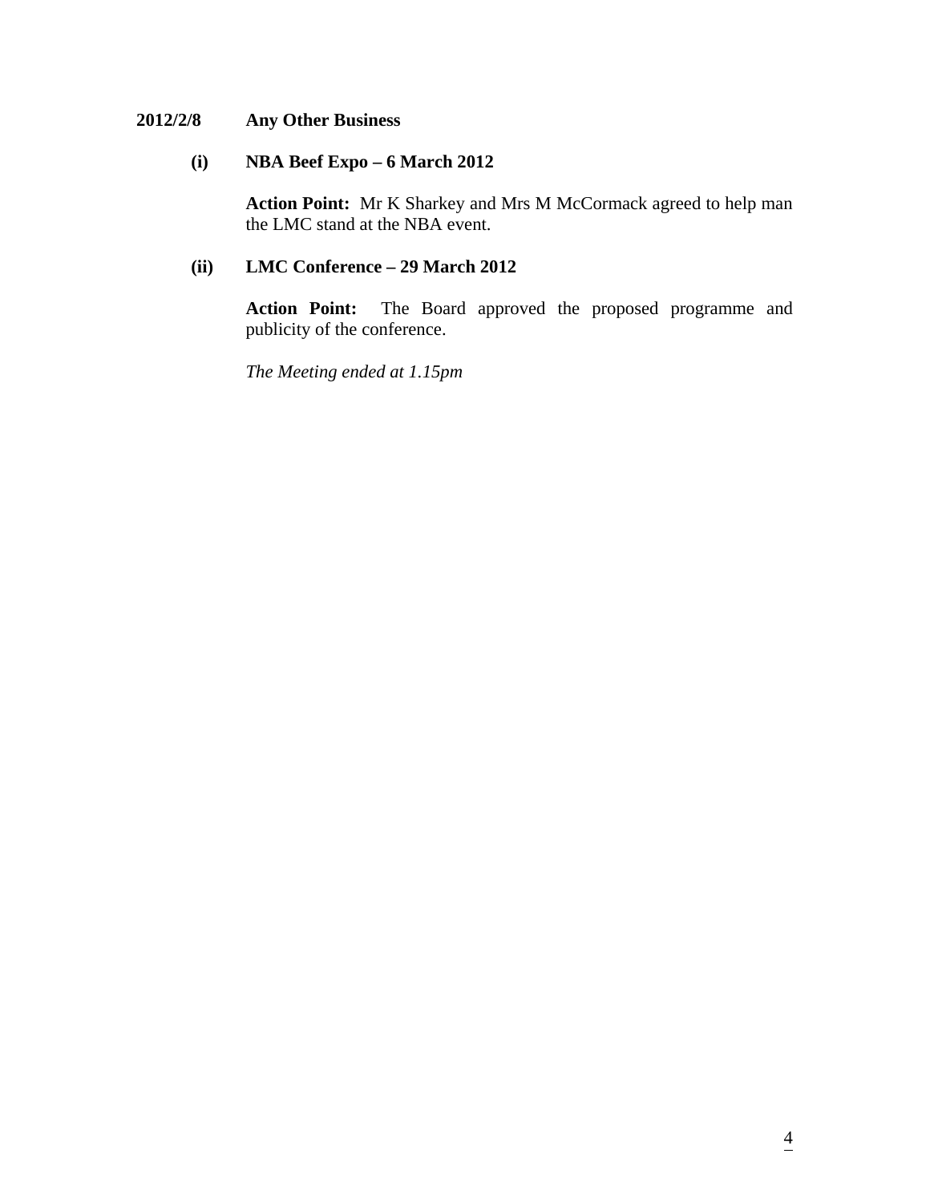**2012/2/8 Any Other Business**

**(i) NBA Beef Expo – 6 March 2012**

**Action Point:** Mr K Sharkey and Mrs M McCormack agreed to help man the LMC stand at the NBA event.

**(ii) LMC Conference – 29 March 2012**

**Action Point:** The Board approved the proposed programme and publicity of the conference.

*The Meeting ended at 1.15pm*